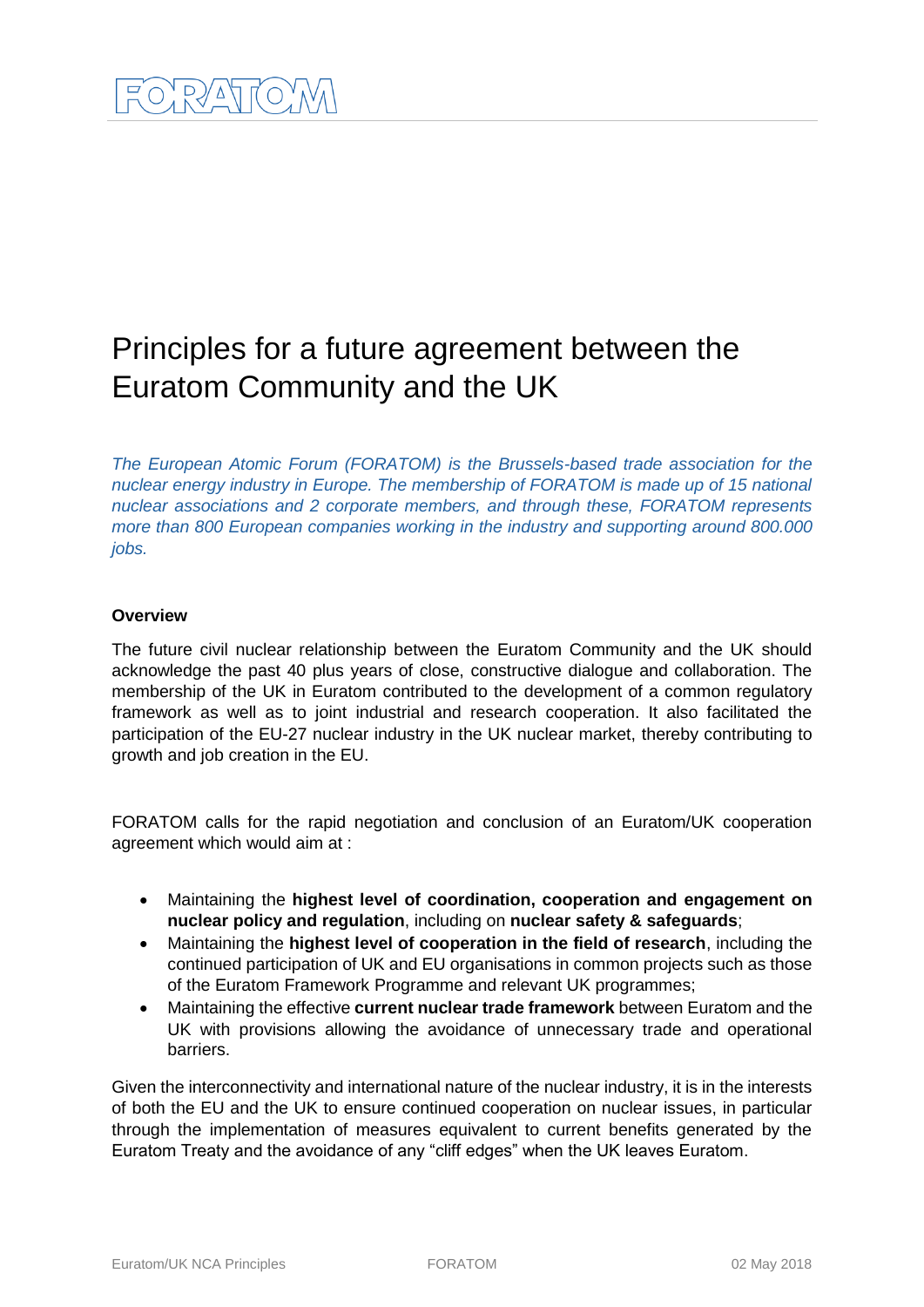# Principles for a future agreement between the Euratom Community and the UK

*The European Atomic Forum (FORATOM) is the Brussels-based trade association for the nuclear energy industry in Europe. The membership of FORATOM is made up of 15 national nuclear associations and 2 corporate members, and through these, FORATOM represents more than 800 European companies working in the industry and supporting around 800.000 jobs.*

**Overview**

The future civil nuclear relationship between the Euratom Community and the UK should acknowledge the past 40 plus years of close, constructive dialogue and collaboration. The membership of the UK in Euratom contributed to the development of a common regulatory framework as well as to joint industrial and research cooperation. It also facilitated the participation of the EU-27 nuclear industry in the UK nuclear market, thereby contributing to growth and job creation in the EU.

FORATOM calls for the rapid negotiation and conclusion of an Euratom/UK cooperation agreement which would aim at :

- Maintaining the **highest level of coordination, cooperation and engagement on nuclear policy and regulation**, including on **nuclear safety & safeguards**;
- Maintaining the **highest level of cooperation in the field of research**, including the continued participation of UK and EU organisations in common projects such as those of the Euratom Framework Programme and relevant UK programmes;
- Maintaining the effective **current nuclear trade framework** between Euratom and the UK with provisions allowing the avoidance of unnecessary trade and operational barriers.

Given the interconnectivity and international nature of the nuclear industry, it is in the interests of both the EU and the UK to ensure continued cooperation on nuclear issues, in particular through the implementation of measures equivalent to current benefits generated by the Euratom Treaty and the avoidance of any "cliff edges" when the UK leaves Euratom.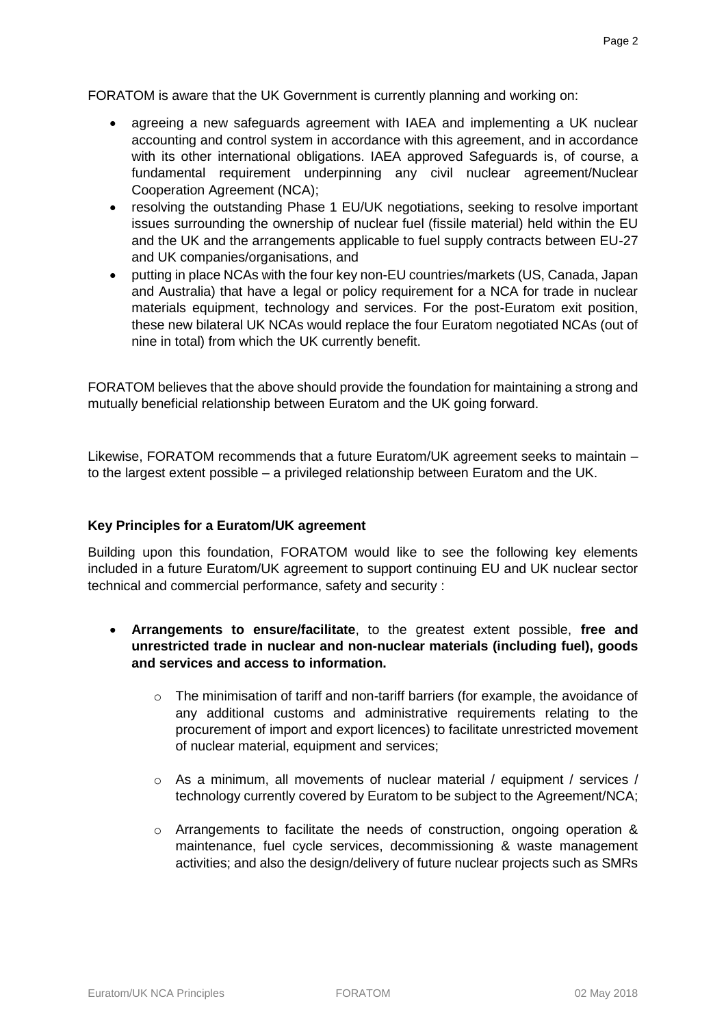FORATOM is aware that the UK Government is currently planning and working on:

- agreeing a new safeguards agreement with IAEA and implementing a UK nuclear accounting and control system in accordance with this agreement, and in accordance with its other international obligations. IAEA approved Safeguards is, of course, a fundamental requirement underpinning any civil nuclear agreement/Nuclear Cooperation Agreement (NCA);
- resolving the outstanding Phase 1 EU/UK negotiations, seeking to resolve important issues surrounding the ownership of nuclear fuel (fissile material) held within the EU and the UK and the arrangements applicable to fuel supply contracts between EU-27 and UK companies/organisations, and
- putting in place NCAs with the four key non-EU countries/markets (US, Canada, Japan and Australia) that have a legal or policy requirement for a NCA for trade in nuclear materials equipment, technology and services. For the post-Euratom exit position, these new bilateral UK NCAs would replace the four Euratom negotiated NCAs (out of nine in total) from which the UK currently benefit.

FORATOM believes that the above should provide the foundation for maintaining a strong and mutually beneficial relationship between Euratom and the UK going forward.

Likewise, FORATOM recommends that a future Euratom/UK agreement seeks to maintain – to the largest extent possible – a privileged relationship between Euratom and the UK.

**Key Principles for a Euratom/UK agreement**

Building upon this foundation, FORATOM would like to see the following key elements included in a future Euratom/UK agreement to support continuing EU and UK nuclear sector technical and commercial performance, safety and security :

- **Arrangements to ensure/facilitate**, to the greatest extent possible, **free and unrestricted trade in nuclear and non-nuclear materials (including fuel), goods and services and access to information.**
  - The minimisation of tariff and non-tariff barriers (for example, the avoidance of any additional customs and administrative requirements relating to the procurement of import and export licences) to facilitate unrestricted movement of nuclear material, equipment and services;
  - As a minimum, all movements of nuclear material / equipment / services / technology currently covered by Euratom to be subject to the Agreement/NCA;
  - Arrangements to facilitate the needs of construction, ongoing operation & maintenance, fuel cycle services, decommissioning & waste management activities; and also the design/delivery of future nuclear projects such as SMRs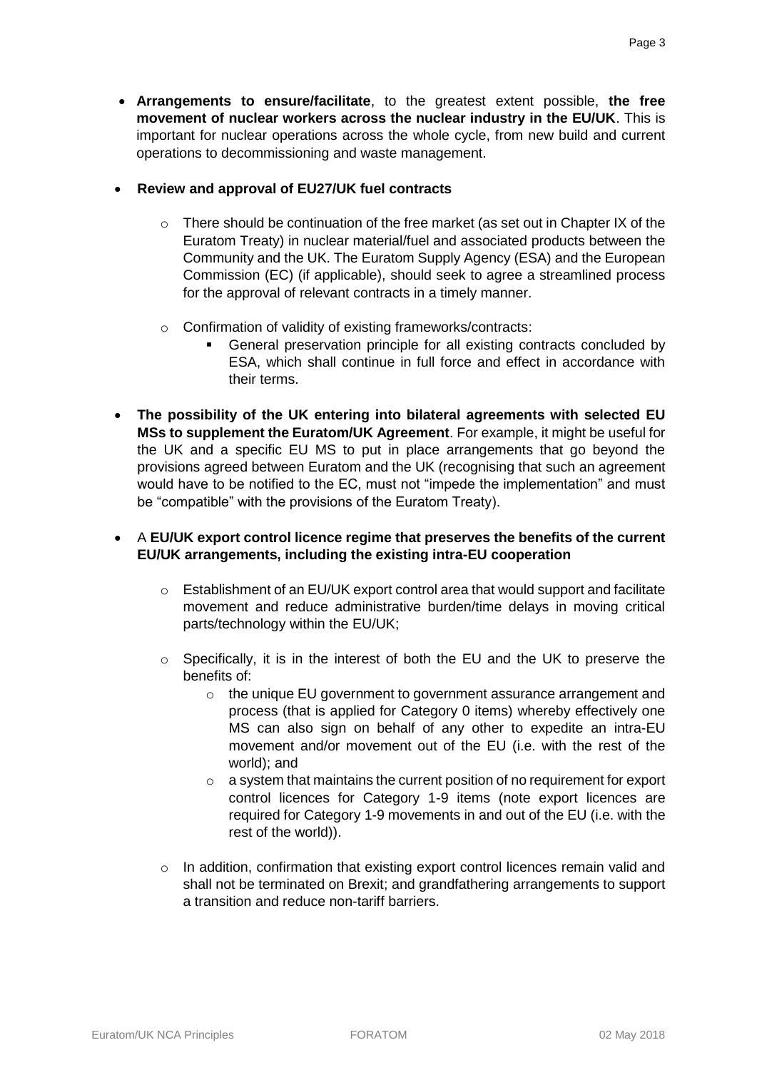- **Arrangements to ensure/facilitate**, to the greatest extent possible, **the free movement of nuclear workers across the nuclear industry in the EU/UK**. This is important for nuclear operations across the whole cycle, from new build and current operations to decommissioning and waste management.

- **Review and approval of EU27/UK fuel contracts**

  - There should be continuation of the free market (as set out in Chapter IX of the Euratom Treaty) in nuclear material/fuel and associated products between the Community and the UK. The Euratom Supply Agency (ESA) and the European Commission (EC) (if applicable), should seek to agree a streamlined process for the approval of relevant contracts in a timely manner.

  - Confirmation of validity of existing frameworks/contracts:
    - General preservation principle for all existing contracts concluded by ESA, which shall continue in full force and effect in accordance with their terms.

- **The possibility of the UK entering into bilateral agreements with selected EU MSs to supplement the Euratom/UK Agreement**. For example, it might be useful for the UK and a specific EU MS to put in place arrangements that go beyond the provisions agreed between Euratom and the UK (recognising that such an agreement would have to be notified to the EC, must not "impede the implementation" and must be "compatible" with the provisions of the Euratom Treaty).

- A **EU/UK export control licence regime that preserves the benefits of the current EU/UK arrangements, including the existing intra-EU cooperation**

  - Establishment of an EU/UK export control area that would support and facilitate movement and reduce administrative burden/time delays in moving critical parts/technology within the EU/UK;

  - Specifically, it is in the interest of both the EU and the UK to preserve the benefits of:
    - the unique EU government to government assurance arrangement and process (that is applied for Category 0 items) whereby effectively one MS can also sign on behalf of any other to expedite an intra-EU movement and/or movement out of the EU (i.e. with the rest of the world); and
    - a system that maintains the current position of no requirement for export control licences for Category 1-9 items (note export licences are required for Category 1-9 movements in and out of the EU (i.e. with the rest of the world)).

  - In addition, confirmation that existing export control licences remain valid and shall not be terminated on Brexit; and grandfathering arrangements to support a transition and reduce non-tariff barriers.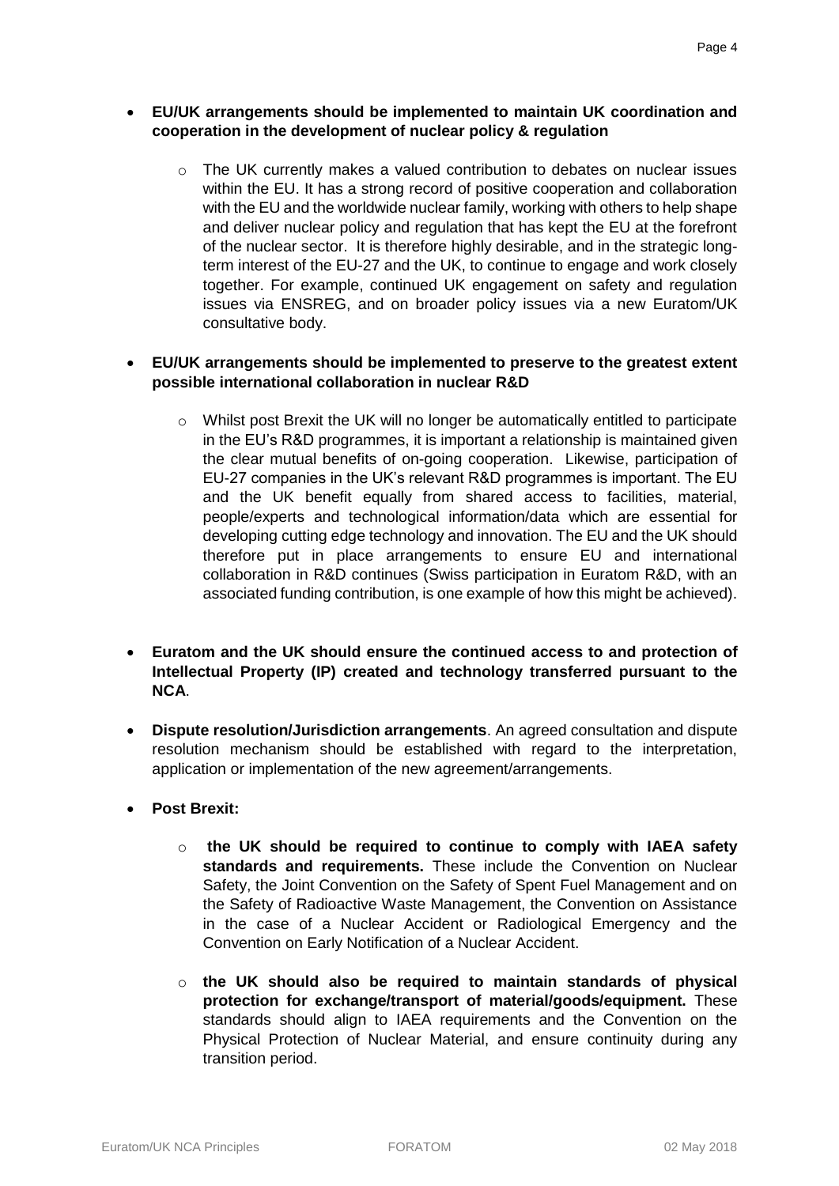- **EU/UK arrangements should be implemented to maintain UK coordination and cooperation in the development of nuclear policy & regulation**

    - The UK currently makes a valued contribution to debates on nuclear issues within the EU. It has a strong record of positive cooperation and collaboration with the EU and the worldwide nuclear family, working with others to help shape and deliver nuclear policy and regulation that has kept the EU at the forefront of the nuclear sector. It is therefore highly desirable, and in the strategic long-term interest of the EU-27 and the UK, to continue to engage and work closely together. For example, continued UK engagement on safety and regulation issues via ENSREG, and on broader policy issues via a new Euratom/UK consultative body.

- **EU/UK arrangements should be implemented to preserve to the greatest extent possible international collaboration in nuclear R&D**

    - Whilst post Brexit the UK will no longer be automatically entitled to participate in the EU's R&D programmes, it is important a relationship is maintained given the clear mutual benefits of on-going cooperation. Likewise, participation of EU-27 companies in the UK's relevant R&D programmes is important. The EU and the UK benefit equally from shared access to facilities, material, people/experts and technological information/data which are essential for developing cutting edge technology and innovation. The EU and the UK should therefore put in place arrangements to ensure EU and international collaboration in R&D continues (Swiss participation in Euratom R&D, with an associated funding contribution, is one example of how this might be achieved).

- **Euratom and the UK should ensure the continued access to and protection of Intellectual Property (IP) created and technology transferred pursuant to the NCA**.

- **Dispute resolution/Jurisdiction arrangements**. An agreed consultation and dispute resolution mechanism should be established with regard to the interpretation, application or implementation of the new agreement/arrangements.

- **Post Brexit:**

    - **the UK should be required to continue to comply with IAEA safety standards and requirements.** These include the Convention on Nuclear Safety, the Joint Convention on the Safety of Spent Fuel Management and on the Safety of Radioactive Waste Management, the Convention on Assistance in the case of a Nuclear Accident or Radiological Emergency and the Convention on Early Notification of a Nuclear Accident.

    - **the UK should also be required to maintain standards of physical protection for exchange/transport of material/goods/equipment.** These standards should align to IAEA requirements and the Convention on the Physical Protection of Nuclear Material, and ensure continuity during any transition period.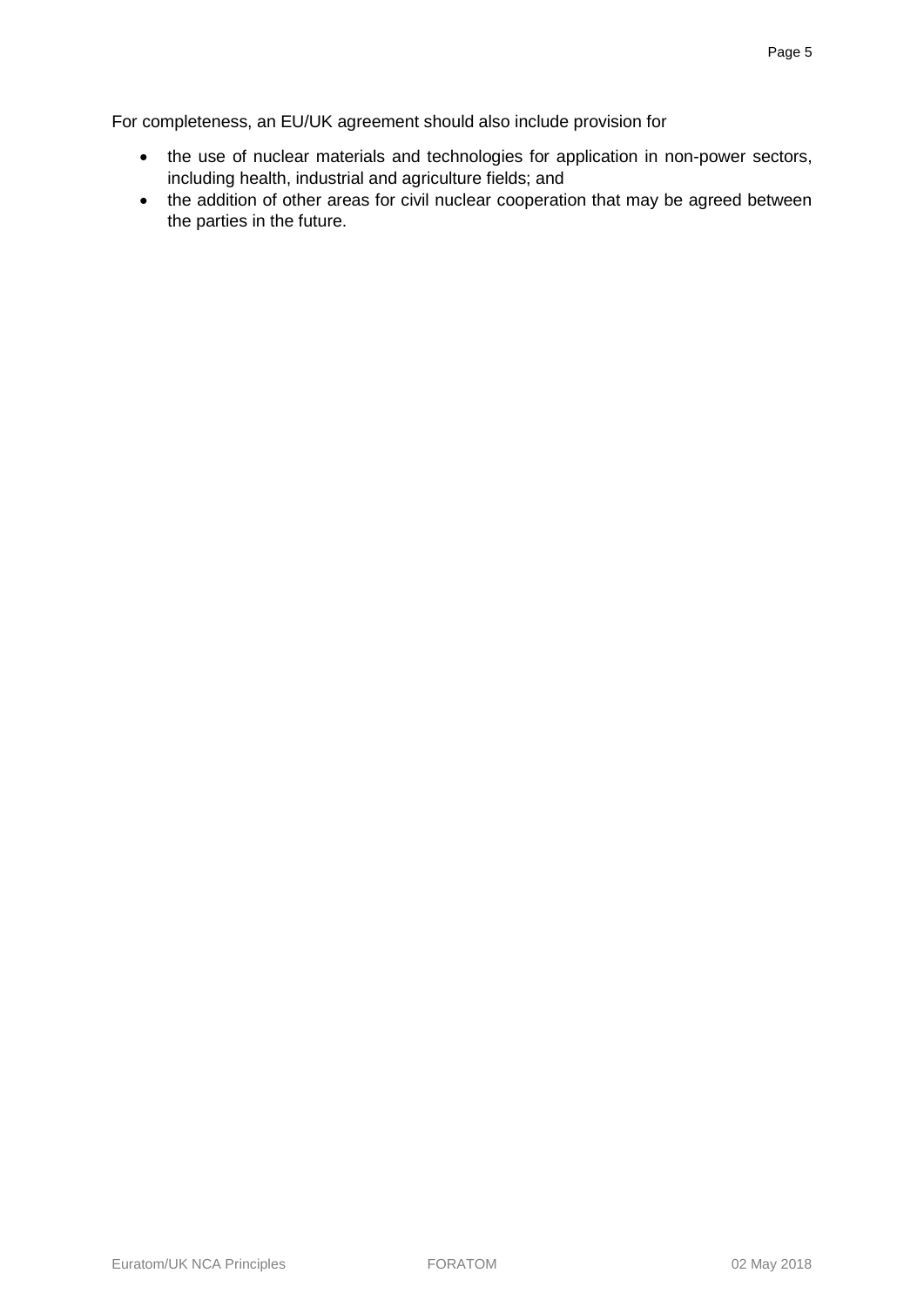For completeness, an EU/UK agreement should also include provision for

- the use of nuclear materials and technologies for application in non-power sectors, including health, industrial and agriculture fields; and
- the addition of other areas for civil nuclear cooperation that may be agreed between the parties in the future.